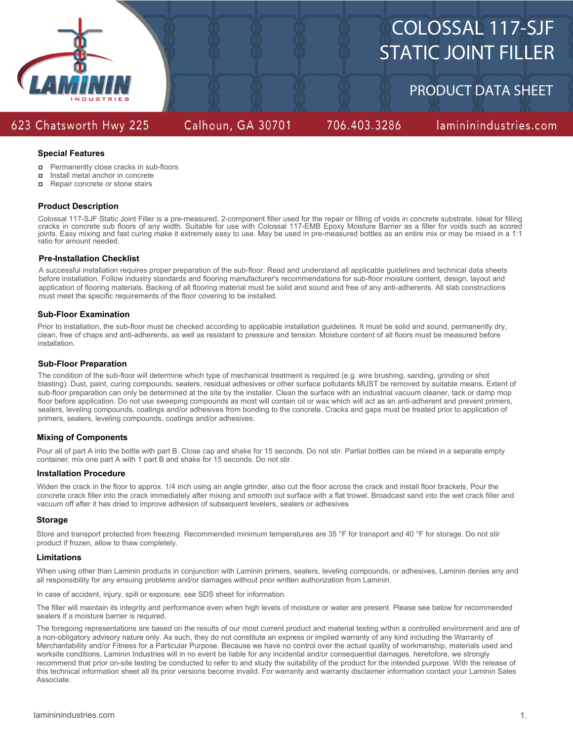# COLOSSAL 117-SJF STATIC JOINT FILLER

## PRODUCT DATA SHEET

LAMININ INDUSTRIES

623 Chatsworth Hwy 225 | Calhoun, GA 30701 | 706.403.3286 | lamininindustries.com

### Special Features

- Permanently close cracks in sub-floors
- Install metal anchor in concrete
- Repair concrete or stone stairs

### Product Description

Colossal 117-SJF Static Joint Filler is a pre-measured, 2-component filler used for the repair or filling of voids in concrete substrate. Ideal for filling cracks in concrete sub floors of any width. Suitable for use with Colossal 117-EMB Epoxy Moisture Barrier as a filler for voids such as scored joints. Easy mixing and fast curing make it extremely easy to use. May be used in pre-measured bottles as an entire mix or may be mixed in a 1:1 ratio for amount needed.

### Pre-Installation Checklist

A successful installation requires proper preparation of the sub-floor. Read and understand all applicable guidelines and technical data sheets before installation. Follow industry standards and flooring manufacturer's recommendations for sub-floor moisture content, design, layout and application of flooring materials. Backing of all flooring material must be solid and sound and free of any anti-adherents. All slab constructions must meet the specific requirements of the floor covering to be installed.

### Sub-Floor Examination

Prior to installation, the sub-floor must be checked according to applicable installation guidelines. It must be solid and sound, permanently dry, clean, free of chaps and anti-adherents, as well as resistant to pressure and tension. Moisture content of all floors must be measured before installation.

### Sub-Floor Preparation

The condition of the sub-floor will determine which type of mechanical treatment is required (e.g. wire brushing, sanding, grinding or shot blasting). Dust, paint, curing compounds, sealers, residual adhesives or other surface pollutants MUST be removed by suitable means. Extent of sub-floor preparation can only be determined at the site by the installer. Clean the surface with an industrial vacuum cleaner, tack or damp mop floor before application. Do not use sweeping compounds as most will contain oil or wax which will act as an anti-adherent and prevent primers, sealers, leveling compounds, coatings and/or adhesives from bonding to the concrete. Cracks and gaps must be treated prior to application of primers, sealers, leveling compounds, coatings and/or adhesives.

### Mixing of Components

Pour all of part A into the bottle with part B. Close cap and shake for 15 seconds. Do not stir. Partial bottles can be mixed in a separate empty container, mix one part A with 1 part B and shake for 15 seconds. Do not stir.

### Installation Procedure

Widen the crack in the floor to approx. 1/4 inch using an angle grinder, also cut the floor across the crack and install floor brackets. Pour the concrete crack filler into the crack immediately after mixing and smooth out surface with a flat trowel. Broadcast sand into the wet crack filler and vacuum off after it has dried to improve adhesion of subsequent levelers, sealers or adhesives

### Storage

Store and transport protected from freezing. Recommended minimum temperatures are 35 °F for transport and 40 °F for storage. Do not stir product if frozen, allow to thaw completely.

### Limitations

When using other than Laminin products in conjunction with Laminin primers, sealers, leveling compounds, or adhesives, Laminin denies any and all responsibility for any ensuing problems and/or damages without prior written authorization from Laminin.

In case of accident, injury, spill or exposure, see SDS sheet for information.

The filler will maintain its integrity and performance even when high levels of moisture or water are present. Please see below for recommended sealers if a moisture barrier is required.

The foregoing representations are based on the results of our most current product and material testing within a controlled environment and are of a non-obligatory advisory nature only. As such, they do not constitute an express or implied warranty of any kind including the Warranty of Merchantability and/or Fitness for a Particular Purpose. Because we have no control over the actual quality of workmanship, materials used and worksite conditions, Laminin Industries will in no event be liable for any incidental and/or consequential damages. heretofore, we strongly recommend that prior on-site testing be conducted to refer to and study the suitability of the product for the intended purpose. With the release of this technical information sheet all its prior versions become invalid. For warranty and warranty disclaimer information contact your Laminin Sales Associate.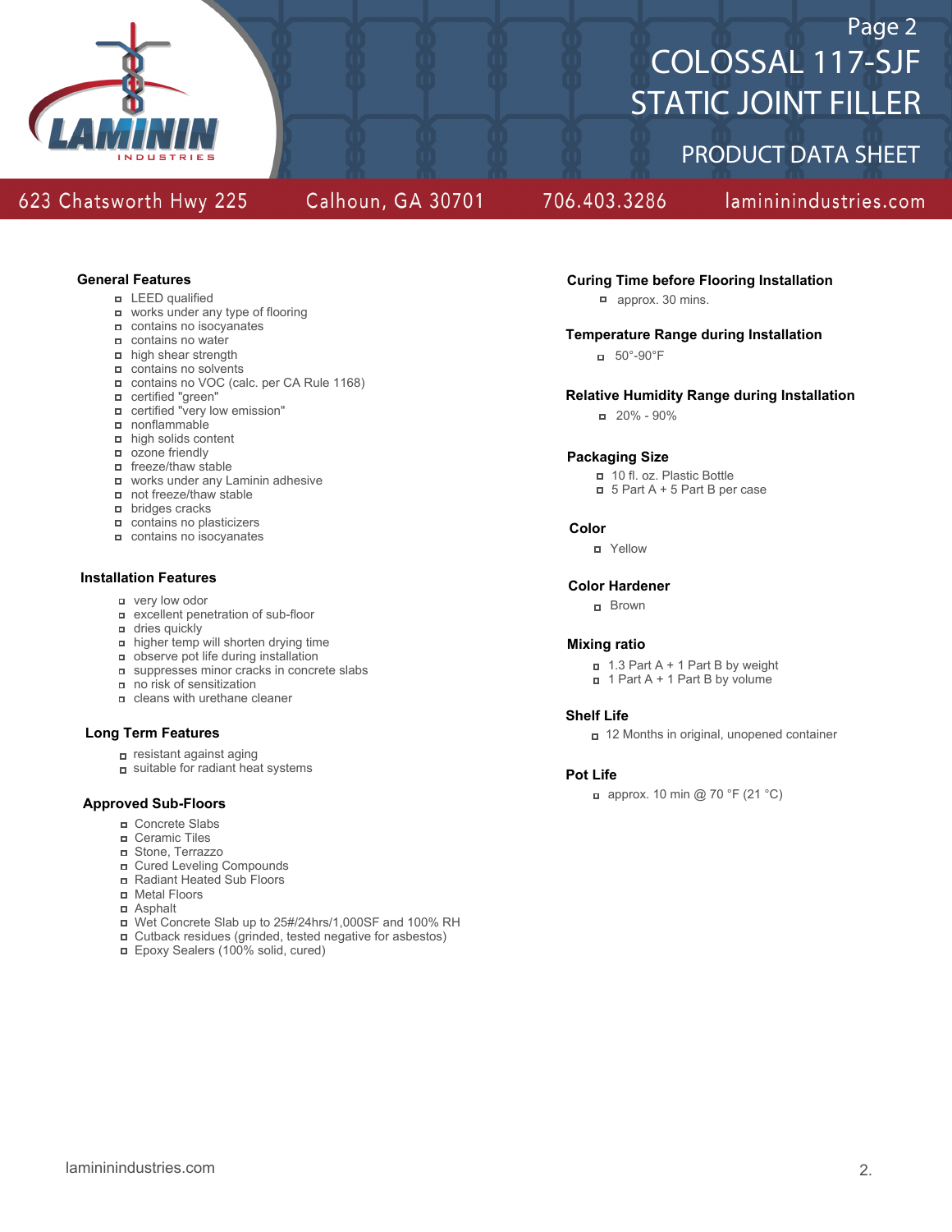# COLOSSAL 117-SJF STATIC JOINT FILLER

## PRODUCT DATA SHEET

623 Chatsworth Hwy 225 Calhoun, GA 30701 706.403.3286 lamininindustries.com

### General Features

- LEED qualified
- works under any type of flooring
- contains no isocyanates
- contains no water
- high shear strength
- contains no solvents
- contains no VOC (calc. per CA Rule 1168)
- certified "green"
- certified "very low emission"
- nonflammable
- high solids content
- ozone friendly
- freeze/thaw stable
- works under any Laminin adhesive
- not freeze/thaw stable
- bridges cracks
- contains no plasticizers
- contains no isocyanates

### Installation Features

- very low odor
- excellent penetration of sub-floor
- dries quickly
- higher temp will shorten drying time
- observe pot life during installation
- suppresses minor cracks in concrete slabs
- no risk of sensitization
- cleans with urethane cleaner

### Long Term Features

- resistant against aging
- suitable for radiant heat systems

### Approved Sub-Floors

- Concrete Slabs
- Ceramic Tiles
- Stone, Terrazzo
- Cured Leveling Compounds
- Radiant Heated Sub Floors
- Metal Floors
- Asphalt
- Wet Concrete Slab up to 25#/24hrs/1,000SF and 100% RH
- Cutback residues (grinded, tested negative for asbestos)
- Epoxy Sealers (100% solid, cured)

### Curing Time before Flooring Installation

- approx. 30 mins.

### Temperature Range during Installation

- 50°-90°F

### Relative Humidity Range during Installation

- 20% - 90%

### Packaging Size

- 10 fl. oz. Plastic Bottle
- 5 Part A + 5 Part B per case

### Color

- Yellow

### Color Hardener

- Brown

### Mixing ratio

- 1.3 Part A + 1 Part B by weight
- 1 Part A + 1 Part B by volume

### Shelf Life

- 12 Months in original, unopened container

### Pot Life

- approx. 10 min @ 70 °F (21 °C)